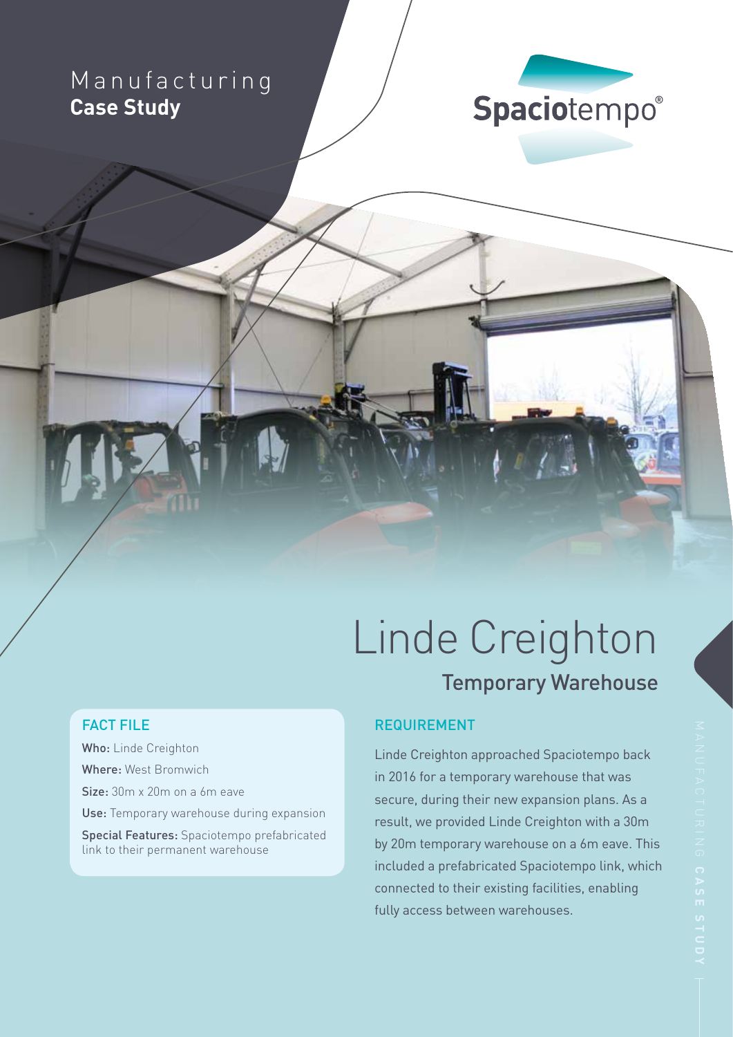Manufacturing
**Case Study**

Spaciotempo®

# Linde Creighton

## Temporary Warehouse

### FACT FILE

**Who:** Linde Creighton

**Where:** West Bromwich

**Size:** 30m x 20m on a 6m eave

**Use:** Temporary warehouse during expansion

**Special Features:** Spaciotempo prefabricated link to their permanent warehouse

### REQUIREMENT

Linde Creighton approached Spaciotempo back in 2016 for a temporary warehouse that was secure, during their new expansion plans. As a result, we provided Linde Creighton with a 30m by 20m temporary warehouse on a 6m eave. This included a prefabricated Spaciotempo link, which connected to their existing facilities, enabling fully access between warehouses.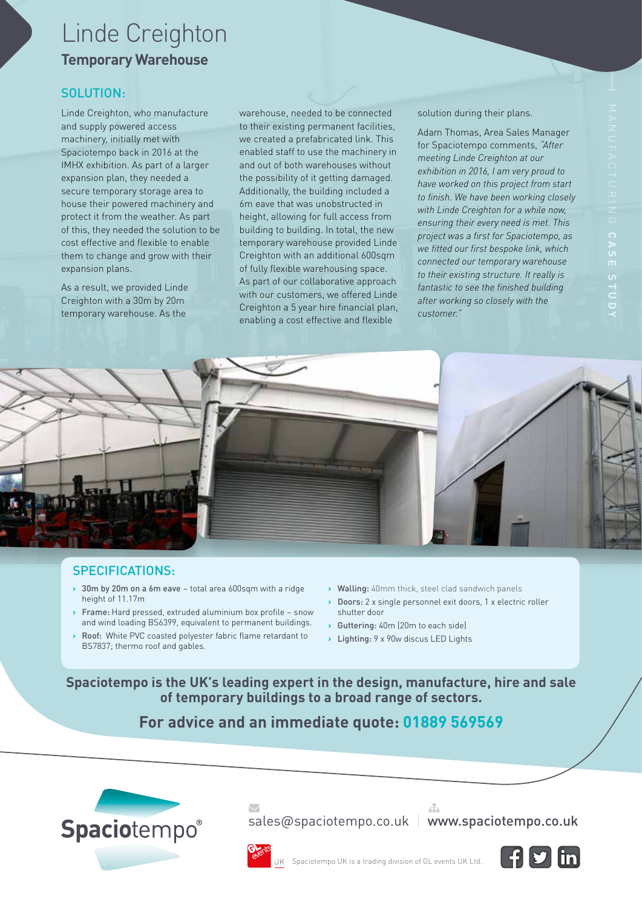# Linde Creighton

## Temporary Warehouse

### SOLUTION:

Linde Creighton, who manufacture and supply powered access machinery, initially met with Spaciotempo back in 2016 at the IMHX exhibition. As part of a larger expansion plan, they needed a secure temporary storage area to house their powered machinery and protect it from the weather. As part of this, they needed the solution to be cost effective and flexible to enable them to change and grow with their expansion plans.

As a result, we provided Linde Creighton with a 30m by 20m temporary warehouse. As the warehouse, needed to be connected to their existing permanent facilities, we created a prefabricated link. This enabled staff to use the machinery in and out of both warehouses without the possibility of it getting damaged. Additionally, the building included a 6m eave that was unobstructed in height, allowing for full access from building to building. In total, the new temporary warehouse provided Linde Creighton with an additional 600sqm of fully flexible warehousing space. As part of our collaborative approach with our customers, we offered Linde Creighton a 5 year hire financial plan, enabling a cost effective and flexible solution during their plans.

Adam Thomas, Area Sales Manager for Spaciotempo comments, *"After meeting Linde Creighton at our exhibition in 2016, I am very proud to have worked on this project from start to finish. We have been working closely with Linde Creighton for a while now, ensuring their every need is met. This project was a first for Spaciotempo, as we fitted our first bespoke link, which connected our temporary warehouse to their existing structure. It really is fantastic to see the finished building after working so closely with the customer."*

MANUFACTURING **CASE STUDY**

### SPECIFICATIONS:

- **30m by 20m on a 6m eave** – total area 600sqm with a ridge height of 11.17m
- **Frame:** Hard pressed, extruded aluminium box profile – snow and wind loading BS6399, equivalent to permanent buildings.
- **Roof:** White PVC coasted polyester fabric flame retardant to BS7837; thermo roof and gables.
- **Walling:** 40mm thick, steel clad sandwich panels
- **Doors:** 2 x single personnel exit doors, 1 x electric roller shutter door
- **Guttering:** 40m (20m to each side)
- **Lighting:** 9 x 90w discus LED Lights

**Spaciotempo is the UK's leading expert in the design, manufacture, hire and sale of temporary buildings to a broad range of sectors.**

**For advice and an immediate quote: 01889 569569**

Spaciotempo®

sales@spaciotempo.co.uk | www.spaciotempo.co.uk

GL events UK — Spaciotempo UK is a trading division of GL events UK Ltd.